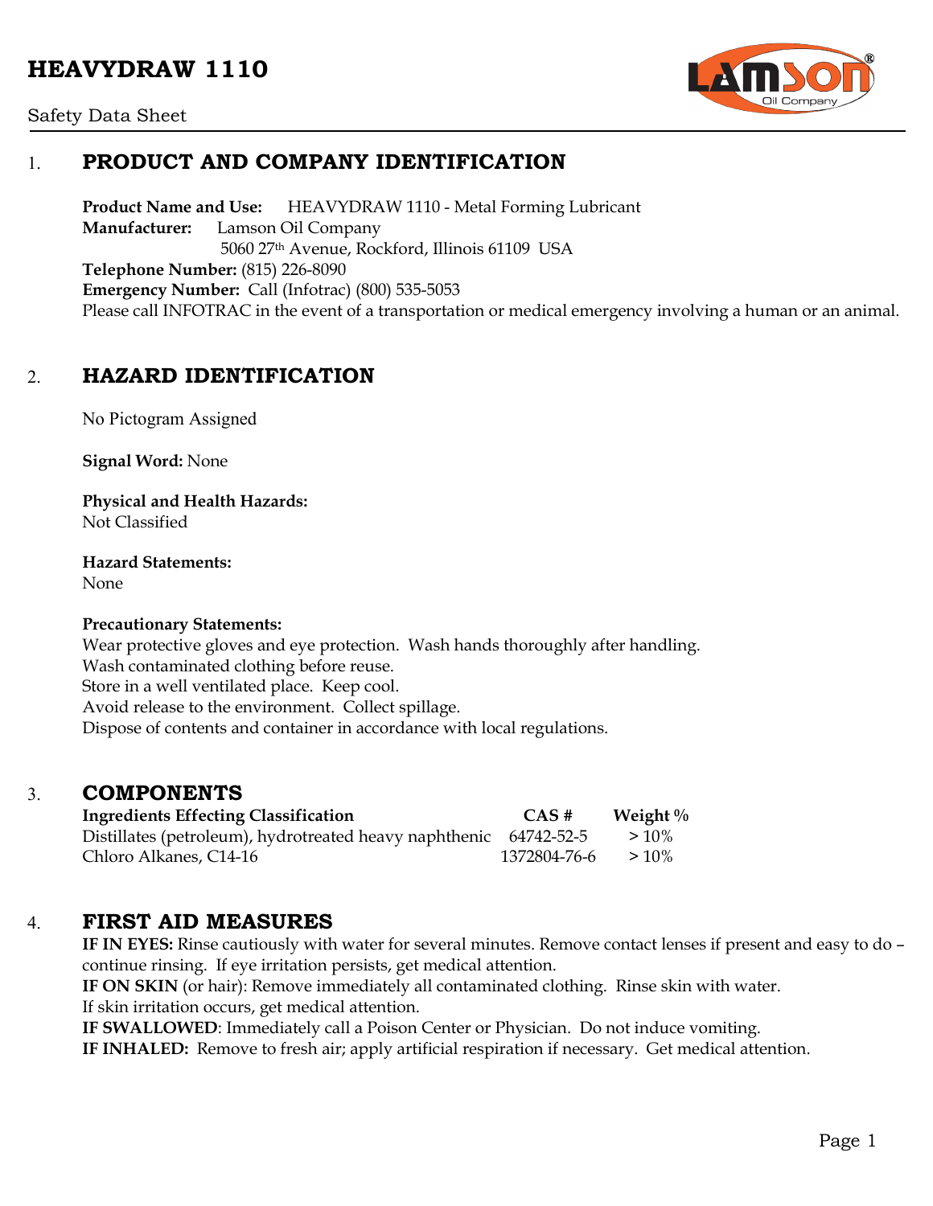# HEAVYDRAW 1110

Safety Data Sheet

## 1. PRODUCT AND COMPANY IDENTIFICATION

**Product Name and Use:** HEAVYDRAW 1110 - Metal Forming Lubricant
**Manufacturer:** Lamson Oil Company
5060 27th Avenue, Rockford, Illinois 61109 USA
**Telephone Number:** (815) 226-8090
**Emergency Number:** Call (Infotrac) (800) 535-5053
Please call INFOTRAC in the event of a transportation or medical emergency involving a human or an animal.

## 2. HAZARD IDENTIFICATION

No Pictogram Assigned

**Signal Word:** None

**Physical and Health Hazards:**
Not Classified

**Hazard Statements:**
None

**Precautionary Statements:**
Wear protective gloves and eye protection. Wash hands thoroughly after handling.
Wash contaminated clothing before reuse.
Store in a well ventilated place. Keep cool.
Avoid release to the environment. Collect spillage.
Dispose of contents and container in accordance with local regulations.

## 3. COMPONENTS

| Ingredients Effecting Classification | CAS # | Weight % |
|---|---|---|
| Distillates (petroleum), hydrotreated heavy naphthenic | 64742-52-5 | > 10% |
| Chloro Alkanes, C14-16 | 1372804-76-6 | > 10% |

## 4. FIRST AID MEASURES

**IF IN EYES:** Rinse cautiously with water for several minutes. Remove contact lenses if present and easy to do – continue rinsing. If eye irritation persists, get medical attention.
**IF ON SKIN** (or hair): Remove immediately all contaminated clothing. Rinse skin with water.
If skin irritation occurs, get medical attention.
**IF SWALLOWED**: Immediately call a Poison Center or Physician. Do not induce vomiting.
**IF INHALED:** Remove to fresh air; apply artificial respiration if necessary. Get medical attention.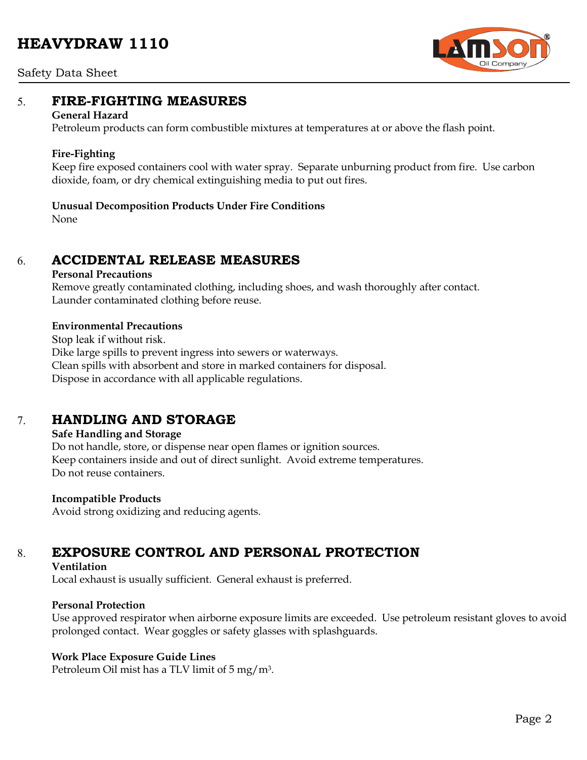## 5. FIRE-FIGHTING MEASURES

**General Hazard**

Petroleum products can form combustible mixtures at temperatures at or above the flash point.

**Fire-Fighting**

Keep fire exposed containers cool with water spray. Separate unburning product from fire. Use carbon dioxide, foam, or dry chemical extinguishing media to put out fires.

**Unusual Decomposition Products Under Fire Conditions**

None

## 6. ACCIDENTAL RELEASE MEASURES

**Personal Precautions**

Remove greatly contaminated clothing, including shoes, and wash thoroughly after contact.
Launder contaminated clothing before reuse.

**Environmental Precautions**

Stop leak if without risk.
Dike large spills to prevent ingress into sewers or waterways.
Clean spills with absorbent and store in marked containers for disposal.
Dispose in accordance with all applicable regulations.

## 7. HANDLING AND STORAGE

**Safe Handling and Storage**

Do not handle, store, or dispense near open flames or ignition sources.
Keep containers inside and out of direct sunlight. Avoid extreme temperatures.
Do not reuse containers.

**Incompatible Products**

Avoid strong oxidizing and reducing agents.

## 8. EXPOSURE CONTROL AND PERSONAL PROTECTION

**Ventilation**

Local exhaust is usually sufficient. General exhaust is preferred.

**Personal Protection**

Use approved respirator when airborne exposure limits are exceeded. Use petroleum resistant gloves to avoid prolonged contact. Wear goggles or safety glasses with splashguards.

**Work Place Exposure Guide Lines**

Petroleum Oil mist has a TLV limit of 5 $mg/m^3$.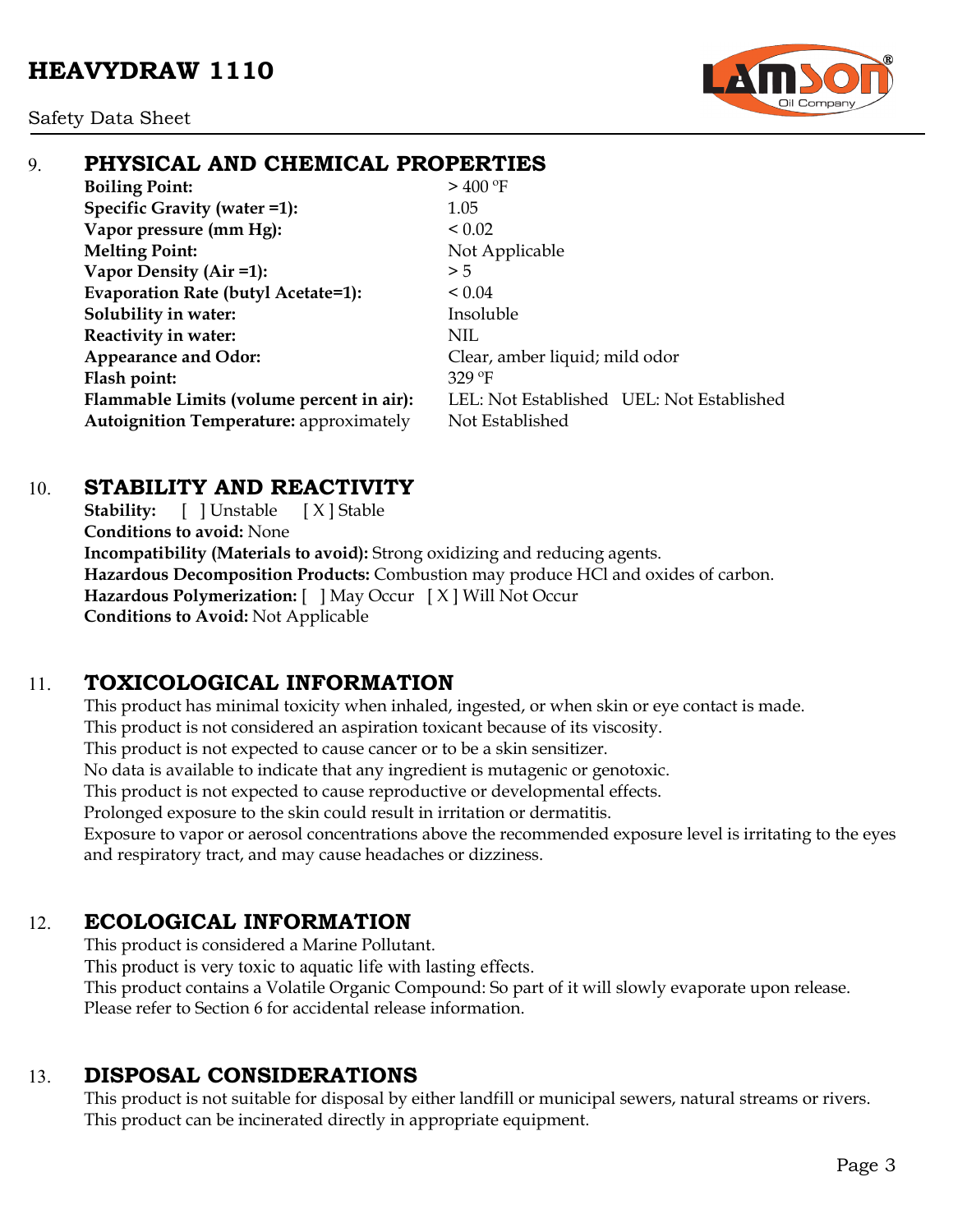## 9. PHYSICAL AND CHEMICAL PROPERTIES

| | |
|---|---|
| **Boiling Point:** | > 400 ºF |
| **Specific Gravity (water =1):** | 1.05 |
| **Vapor pressure (mm Hg):** | < 0.02 |
| **Melting Point:** | Not Applicable |
| **Vapor Density (Air =1):** | > 5 |
| **Evaporation Rate (butyl Acetate=1):** | < 0.04 |
| **Solubility in water:** | Insoluble |
| **Reactivity in water:** | NIL |
| **Appearance and Odor:** | Clear, amber liquid; mild odor |
| **Flash point:** | 329 ºF |
| **Flammable Limits (volume percent in air):** | LEL: Not Established UEL: Not Established |
| **Autoignition Temperature:** approximately | Not Established |

## 10. STABILITY AND REACTIVITY

**Stability:** [ ] Unstable [ X ] Stable
**Conditions to avoid:** None
**Incompatibility (Materials to avoid):** Strong oxidizing and reducing agents.
**Hazardous Decomposition Products:** Combustion may produce HCl and oxides of carbon.
**Hazardous Polymerization:** [ ] May Occur [ X ] Will Not Occur
**Conditions to Avoid:** Not Applicable

## 11. TOXICOLOGICAL INFORMATION

This product has minimal toxicity when inhaled, ingested, or when skin or eye contact is made.
This product is not considered an aspiration toxicant because of its viscosity.
This product is not expected to cause cancer or to be a skin sensitizer.
No data is available to indicate that any ingredient is mutagenic or genotoxic.
This product is not expected to cause reproductive or developmental effects.
Prolonged exposure to the skin could result in irritation or dermatitis.
Exposure to vapor or aerosol concentrations above the recommended exposure level is irritating to the eyes and respiratory tract, and may cause headaches or dizziness.

## 12. ECOLOGICAL INFORMATION

This product is considered a Marine Pollutant.
This product is very toxic to aquatic life with lasting effects.
This product contains a Volatile Organic Compound: So part of it will slowly evaporate upon release.
Please refer to Section 6 for accidental release information.

## 13. DISPOSAL CONSIDERATIONS

This product is not suitable for disposal by either landfill or municipal sewers, natural streams or rivers.
This product can be incinerated directly in appropriate equipment.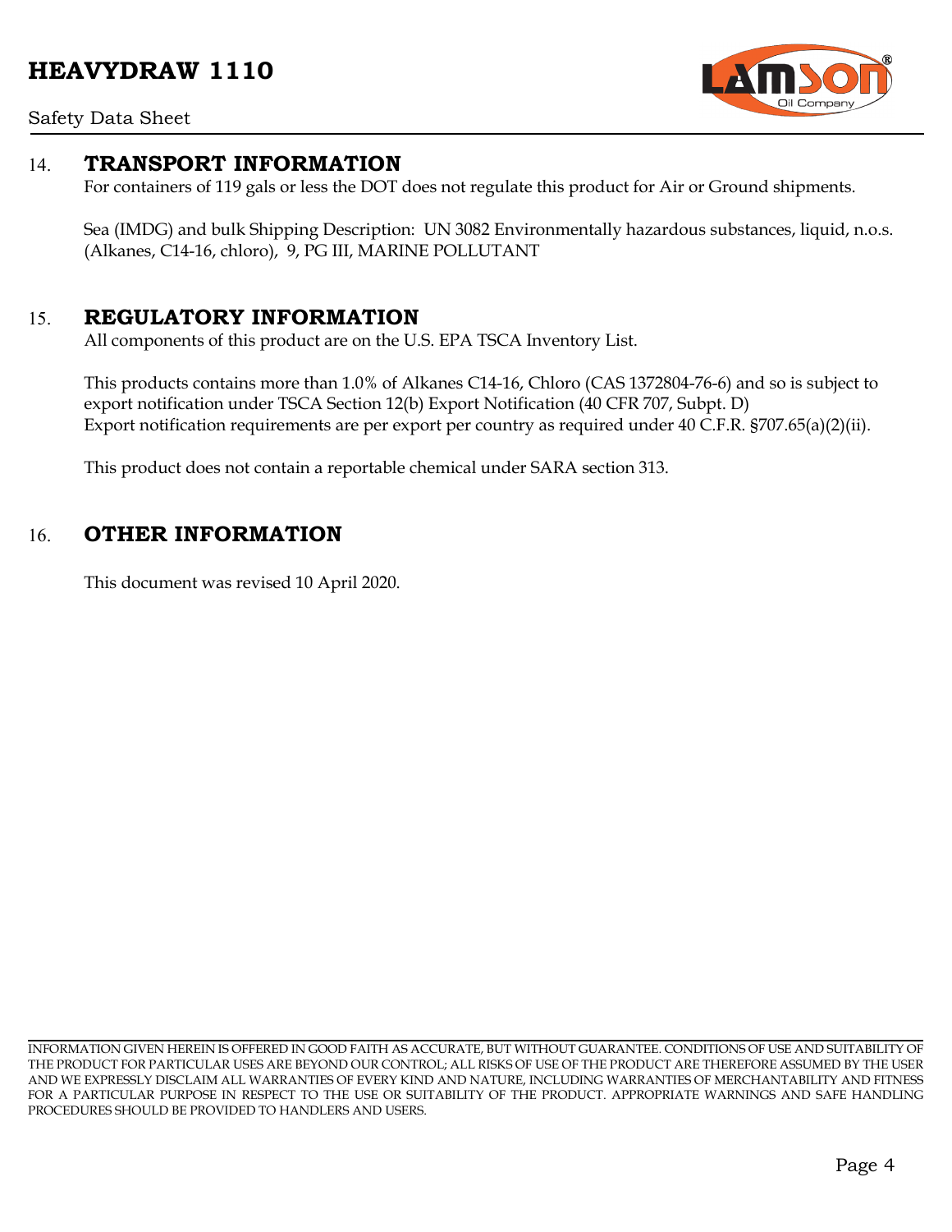## 14. TRANSPORT INFORMATION

For containers of 119 gals or less the DOT does not regulate this product for Air or Ground shipments.

Sea (IMDG) and bulk Shipping Description: UN 3082 Environmentally hazardous substances, liquid, n.o.s. (Alkanes, C14-16, chloro), 9, PG III, MARINE POLLUTANT

## 15. REGULATORY INFORMATION

All components of this product are on the U.S. EPA TSCA Inventory List.

This products contains more than 1.0% of Alkanes C14-16, Chloro (CAS 1372804-76-6) and so is subject to export notification under TSCA Section 12(b) Export Notification (40 CFR 707, Subpt. D)
Export notification requirements are per export per country as required under 40 C.F.R. §707.65(a)(2)(ii).

This product does not contain a reportable chemical under SARA section 313.

## 16. OTHER INFORMATION

This document was revised 10 April 2020.

INFORMATION GIVEN HEREIN IS OFFERED IN GOOD FAITH AS ACCURATE, BUT WITHOUT GUARANTEE. CONDITIONS OF USE AND SUITABILITY OF THE PRODUCT FOR PARTICULAR USES ARE BEYOND OUR CONTROL; ALL RISKS OF USE OF THE PRODUCT ARE THEREFORE ASSUMED BY THE USER AND WE EXPRESSLY DISCLAIM ALL WARRANTIES OF EVERY KIND AND NATURE, INCLUDING WARRANTIES OF MERCHANTABILITY AND FITNESS FOR A PARTICULAR PURPOSE IN RESPECT TO THE USE OR SUITABILITY OF THE PRODUCT. APPROPRIATE WARNINGS AND SAFE HANDLING PROCEDURES SHOULD BE PROVIDED TO HANDLERS AND USERS.